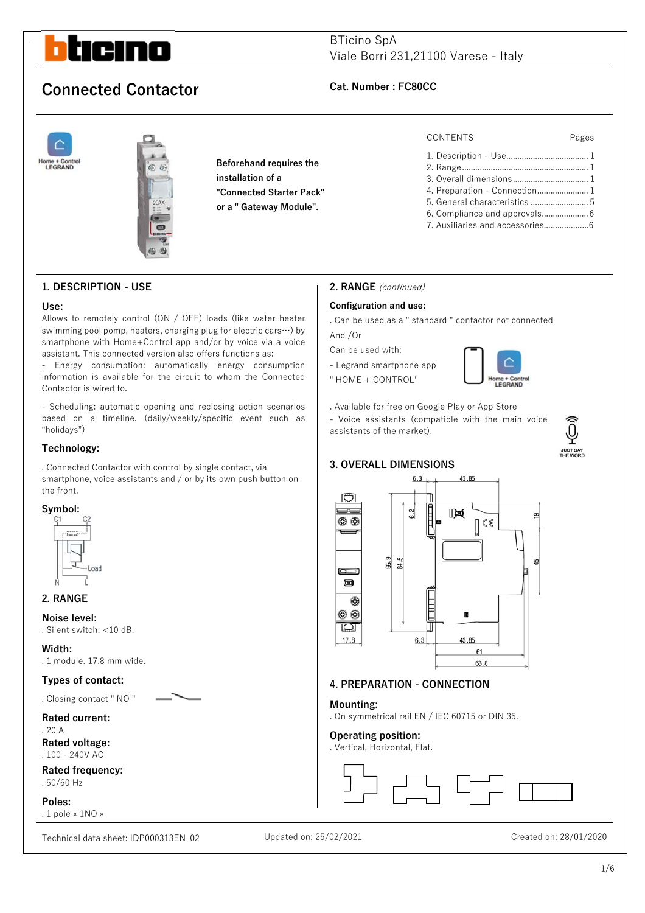BTicino SpA
Viale Borri 231,21100 Varese - Italy

# Connected Contactor

**Cat. Number : FC80CC**

**Beforehand requires the installation of a "Connected Starter Pack" or a " Gateway Module".**

CONTENTS — Pages

1. Description - Use ..... 1
2. Range ..... 1
3. Overall dimensions ..... 1
4. Preparation - Connection ..... 1
5. General characteristics ..... 5
6. Compliance and approvals ..... 6
7. Auxiliaries and accessories ..... 6

## 1. DESCRIPTION - USE

### Use:

Allows to remotely control (ON / OFF) loads (like water heater swimming pool pomp, heaters, charging plug for electric cars…) by smartphone with Home+Control app and/or by voice via a voice assistant. This connected version also offers functions as:

- Energy consumption: automatically energy consumption information is available for the circuit to whom the Connected Contactor is wired to.
- Scheduling: automatic opening and reclosing action scenarios based on a timeline. (daily/weekly/specific event such as "holidays")

### Technology:

. Connected Contactor with control by single contact, via smartphone, voice assistants and / or by its own push button on the front.

### Symbol:

## 2. RANGE

### Noise level:

. Silent switch: <10 dB.

### Width:

. 1 module. 17.8 mm wide.

### Types of contact:

. Closing contact " NO "

### Rated current:

. 20 A

### Rated voltage:

. 100 - 240V AC

### Rated frequency:

. 50/60 Hz

### Poles:

. 1 pole « 1NO »

## 2. RANGE *(continued)*

### Configuration and use:

. Can be used as a " standard " contactor not connected

And /Or

Can be used with:

- Legrand smartphone app " HOME + CONTROL"

. Available for free on Google Play or App Store

- Voice assistants (compatible with the main voice assistants of the market).

## 3. OVERALL DIMENSIONS

## 4. PREPARATION - CONNECTION

### Mounting:

. On symmetrical rail EN / IEC 60715 or DIN 35.

### Operating position:

. Vertical, Horizontal, Flat.

Technical data sheet: IDP000313EN_02 — Updated on: 25/02/2021 — Created on: 28/01/2020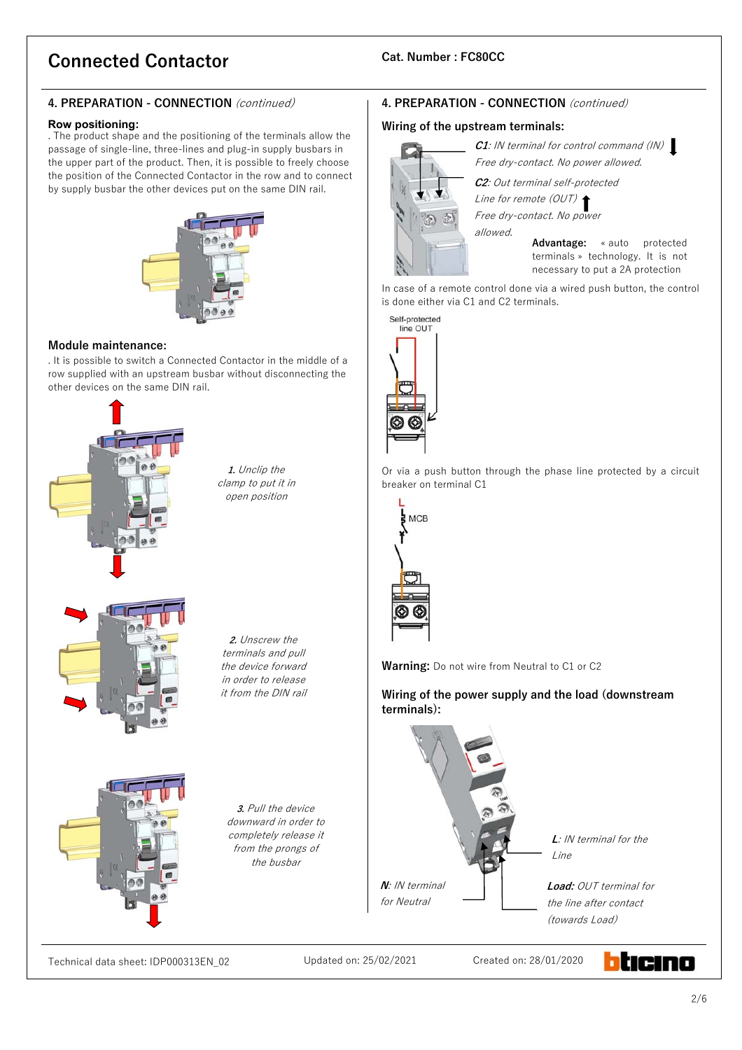# Connected Contactor

**Cat. Number : FC80CC**

## 4. PREPARATION - CONNECTION *(continued)*

**Row positioning:**

. The product shape and the positioning of the terminals allow the passage of single-line, three-lines and plug-in supply busbars in the upper part of the product. Then, it is possible to freely choose the position of the Connected Contactor in the row and to connect by supply busbar the other devices put on the same DIN rail.

**Module maintenance:**

. It is possible to switch a Connected Contactor in the middle of a row supplied with an upstream busbar without disconnecting the other devices on the same DIN rail.

***1.*** *Unclip the clamp to put it in open position*

***2.*** *Unscrew the terminals and pull the device forward in order to release it from the DIN rail*

***3.*** *Pull the device downward in order to completely release it from the prongs of the busbar*

## 4. PREPARATION - CONNECTION *(continued)*

**Wiring of the upstream terminals:**

***C1****: IN terminal for control command (IN)*
*Free dry-contact. No power allowed.*

***C2****: Out terminal self-protected Line for remote (OUT)*
*Free dry-contact. No power allowed.*

**Advantage:** « auto protected terminals » technology. It is not necessary to put a 2A protection

In case of a remote control done via a wired push button, the control is done either via C1 and C2 terminals.

Self-protected line OUT

Or via a push button through the phase line protected by a circuit breaker on terminal C1

L
MCB

**Warning:** Do not wire from Neutral to C1 or C2

**Wiring of the power supply and the load (downstream terminals):**

***L****: IN terminal for the Line*

***N****: IN terminal for Neutral*

***Load:*** *OUT terminal for the line after contact (towards Load)*

Technical data sheet: IDP000313EN_02 | Updated on: 25/02/2021 | Created on: 28/01/2020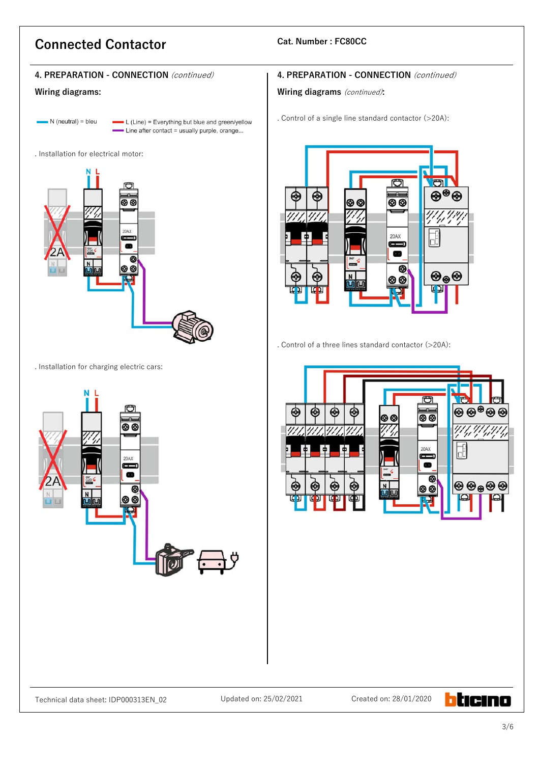**Connected Contactor**

**Cat. Number : FC80CC**

## 4. PREPARATION - CONNECTION *(continued)*

**Wiring diagrams:**

N (neutral) = bleu

L (Line) = Everything but blue and green/yellow

Line after contact = usually purple, orange...

. Installation for electrical motor:

. Installation for charging electric cars:

## 4. PREPARATION - CONNECTION *(continued)*

**Wiring diagrams** *(continued)***:**

. Control of a single line standard contactor (>20A):

. Control of a three lines standard contactor (>20A):

Technical data sheet: IDP000313EN_02 Updated on: 25/02/2021 Created on: 28/01/2020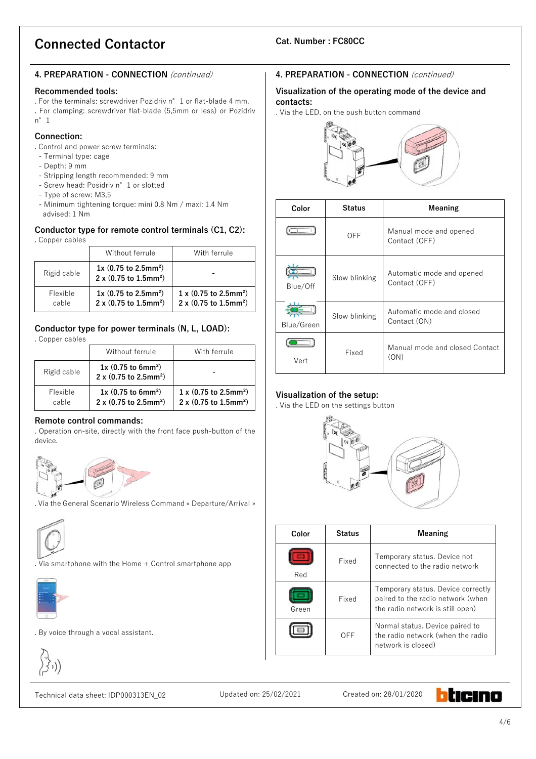# Connected Contactor

Cat. Number : FC80CC

## 4. PREPARATION - CONNECTION *(continued)*

### Recommended tools:

. For the terminals: screwdriver Pozidriv n° 1 or flat-blade 4 mm.
. For clamping: screwdriver flat-blade (5,5mm or less) or Pozidriv n° 1

### Connection:

. Control and power screw terminals:
- Terminal type: cage
- Depth: 9 mm
- Stripping length recommended: 9 mm
- Screw head: Posidriv n° 1 or slotted
- Type of screw: M3,5
- Minimum tightening torque: mini 0.8 Nm / maxi: 1.4 Nm advised: 1 Nm

### Conductor type for remote control terminals (C1, C2):

. Copper cables

| | Without ferrule | With ferrule |
|---|---|---|
| Rigid cable | 1x (0.75 to 2.5mm²)<br>2 x (0.75 to 1.5mm²) | - |
| Flexible cable | 1x (0.75 to 2.5mm²)<br>2 x (0.75 to 1.5mm²) | 1 x (0.75 to 2.5mm²)<br>2 x (0.75 to 1.5mm²) |

### Conductor type for power terminals (N, L, LOAD):

. Copper cables

| | Without ferrule | With ferrule |
|---|---|---|
| Rigid cable | 1x (0.75 to 6mm²)<br>2 x (0.75 to 2.5mm²) | - |
| Flexible cable | 1x (0.75 to 6mm²)<br>2 x (0.75 to 2.5mm²) | 1 x (0.75 to 2.5mm²)<br>2 x (0.75 to 1.5mm²) |

### Remote control commands:

. Operation on-site, directly with the front face push-button of the device.

. Via the General Scenario Wireless Command « Departure/Arrival »

. Via smartphone with the Home + Control smartphone app

. By voice through a vocal assistant.

## 4. PREPARATION - CONNECTION *(continued)*

### Visualization of the operating mode of the device and contacts:

. Via the LED, on the push button command

| Color | Status | Meaning |
|---|---|---|
| | OFF | Manual mode and opened Contact (OFF) |
| Blue/Off | Slow blinking | Automatic mode and opened Contact (OFF) |
| Blue/Green | Slow blinking | Automatic mode and closed Contact (ON) |
| Vert | Fixed | Manual mode and closed Contact (ON) |

### Visualization of the setup:

. Via the LED on the settings button

| Color | Status | Meaning |
|---|---|---|
| Red | Fixed | Temporary status. Device not connected to the radio network |
| Green | Fixed | Temporary status. Device correctly paired to the radio network (when the radio network is still open) |
| | OFF | Normal status. Device paired to the radio network (when the radio network is closed) |

Technical data sheet: IDP000313EN_02 Updated on: 25/02/2021 Created on: 28/01/2020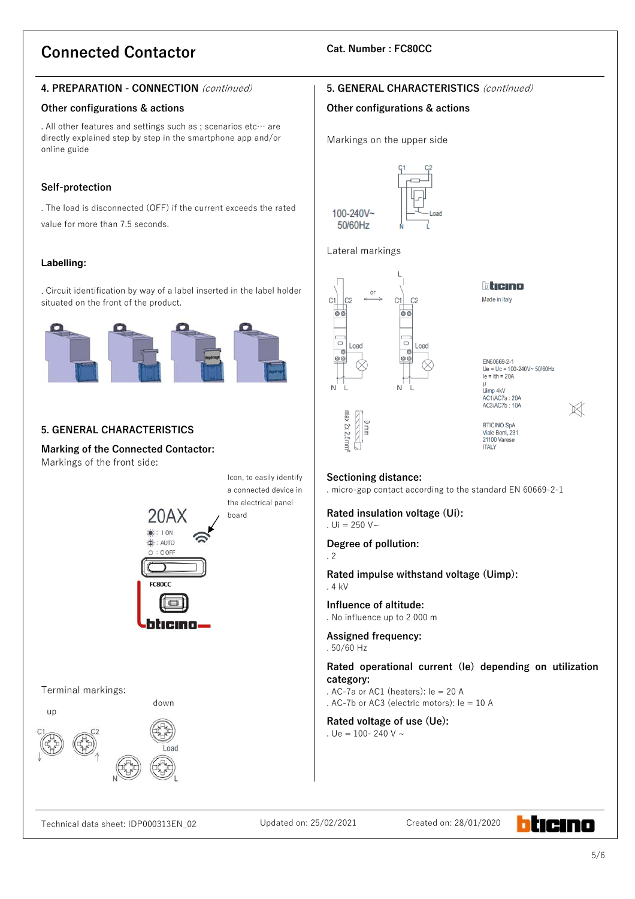# Connected Contactor

**Cat. Number : FC80CC**

## 4. PREPARATION - CONNECTION *(continued)*

### Other configurations & actions

. All other features and settings such as ; scenarios etc··· are directly explained step by step in the smartphone app and/or online guide

### Self-protection

. The load is disconnected (OFF) if the current exceeds the rated value for more than 7.5 seconds.

### Labelling:

. Circuit identification by way of a label inserted in the label holder situated on the front of the product.

## 5. GENERAL CHARACTERISTICS

### Marking of the Connected Contactor:

Markings of the front side:

Icon, to easily identify a connected device in the electrical panel board

20AX
I ON
AUTO
O OFF
FC80CC
bticino

Terminal markings:

up: C1, C2

down: Load, N, L

## 5. GENERAL CHARACTERISTICS *(continued)*

### Other configurations & actions

Markings on the upper side

100-240V~
50/60Hz

C1, C2, Load, N, L

Lateral markings

C1, C2, Load, N, L — or — C1, C2, Load, N, L

max 2x 2.5mm² — 9 mm

bticino
Made in Italy

EN60669-2-1
Ue = Uc = 100-240V~ 50/60Hz
Ie = Ith = 20A
μ
Uimp 4kV
AC1/AC7a : 20A
AC3/AC7b : 10A

BTICINO SpA
Viale Borri, 231
21100 Varese
ITALY

### Sectioning distance:

. micro-gap contact according to the standard EN 60669-2-1

### Rated insulation voltage (Ui):

. Ui = 250 V~

### Degree of pollution:

. 2

### Rated impulse withstand voltage (Uimp):

. 4 kV

### Influence of altitude:

. No influence up to 2 000 m

### Assigned frequency:

. 50/60 Hz

### Rated operational current (Ie) depending on utilization category:

. AC-7a or AC1 (heaters): Ie = 20 A
. AC-7b or AC3 (electric motors): Ie = 10 A

### Rated voltage of use (Ue):

. Ue = 100- 240 V ~

Technical data sheet: IDP000313EN_02 Updated on: 25/02/2021 Created on: 28/01/2020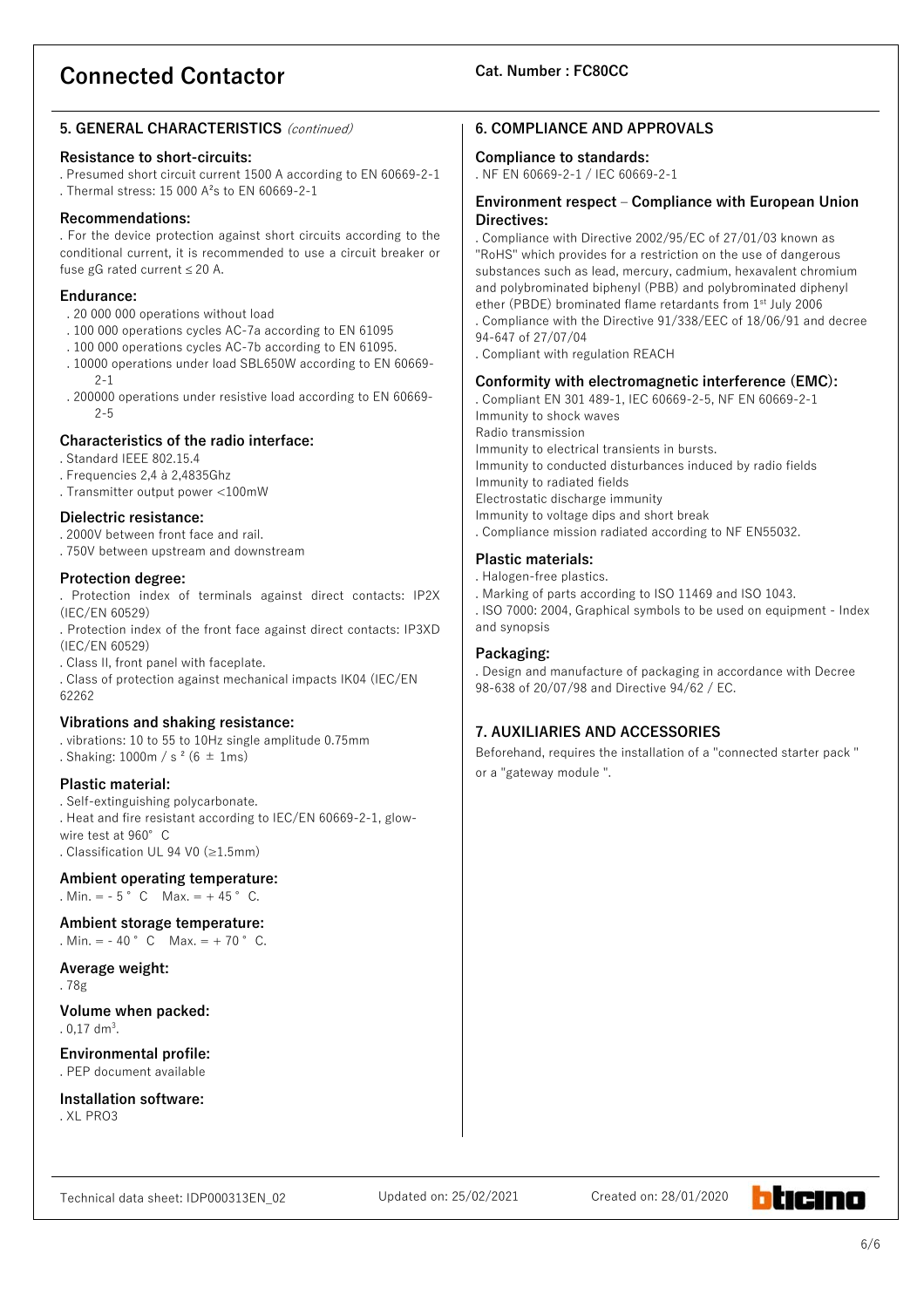# Connected Contactor

**Cat. Number : FC80CC**

## 5. GENERAL CHARACTERISTICS *(continued)*

### Resistance to short-circuits:

. Presumed short circuit current 1500 A according to EN 60669-2-1
. Thermal stress: 15 000 $A^2s$ to EN 60669-2-1

### Recommendations:

. For the device protection against short circuits according to the conditional current, it is recommended to use a circuit breaker or fuse gG rated current ≤ 20 A.

### Endurance:

. 20 000 000 operations without load
. 100 000 operations cycles AC-7a according to EN 61095
. 100 000 operations cycles AC-7b according to EN 61095.
. 10000 operations under load SBL650W according to EN 60669-2-1
. 200000 operations under resistive load according to EN 60669-2-5

### Characteristics of the radio interface:

. Standard IEEE 802.15.4
. Frequencies 2,4 à 2,4835Ghz
. Transmitter output power <100mW

### Dielectric resistance:

. 2000V between front face and rail.
. 750V between upstream and downstream

### Protection degree:

. Protection index of terminals against direct contacts: IP2X (IEC/EN 60529)
. Protection index of the front face against direct contacts: IP3XD (IEC/EN 60529)
. Class II, front panel with faceplate.
. Class of protection against mechanical impacts IK04 (IEC/EN 62262

### Vibrations and shaking resistance:

. vibrations: 10 to 55 to 10Hz single amplitude 0.75mm
. Shaking: 1000m / s ² (6 ± 1ms)

### Plastic material:

. Self-extinguishing polycarbonate.
. Heat and fire resistant according to IEC/EN 60669-2-1, glow-wire test at 960° C
. Classification UL 94 V0 (≥1.5mm)

### Ambient operating temperature:

. Min. = - 5 ° C Max. = + 45 ° C.

### Ambient storage temperature:

. Min. = - 40 ° C Max. = + 70 ° C.

### Average weight:

. 78g

### Volume when packed:

. 0,17 $dm^3$.

### Environmental profile:

. PEP document available

### Installation software:

. XL PRO3

## 6. COMPLIANCE AND APPROVALS

### Compliance to standards:

. NF EN 60669-2-1 / IEC 60669-2-1

### Environment respect – Compliance with European Union Directives:

. Compliance with Directive 2002/95/EC of 27/01/03 known as "RoHS" which provides for a restriction on the use of dangerous substances such as lead, mercury, cadmium, hexavalent chromium and polybrominated biphenyl (PBB) and polybrominated diphenyl ether (PBDE) brominated flame retardants from 1st July 2006
. Compliance with the Directive 91/338/EEC of 18/06/91 and decree 94-647 of 27/07/04
. Compliant with regulation REACH

### Conformity with electromagnetic interference (EMC):

. Compliant EN 301 489-1, IEC 60669-2-5, NF EN 60669-2-1
Immunity to shock waves
Radio transmission
Immunity to electrical transients in bursts.
Immunity to conducted disturbances induced by radio fields
Immunity to radiated fields
Electrostatic discharge immunity
Immunity to voltage dips and short break
. Compliance mission radiated according to NF EN55032.

### Plastic materials:

. Halogen-free plastics.
. Marking of parts according to ISO 11469 and ISO 1043.
. ISO 7000: 2004, Graphical symbols to be used on equipment - Index and synopsis

### Packaging:

. Design and manufacture of packaging in accordance with Decree 98-638 of 20/07/98 and Directive 94/62 / EC.

## 7. AUXILIARIES AND ACCESSORIES

Beforehand, requires the installation of a "connected starter pack " or a "gateway module ".

Technical data sheet: IDP000313EN_02 Updated on: 25/02/2021 Created on: 28/01/2020